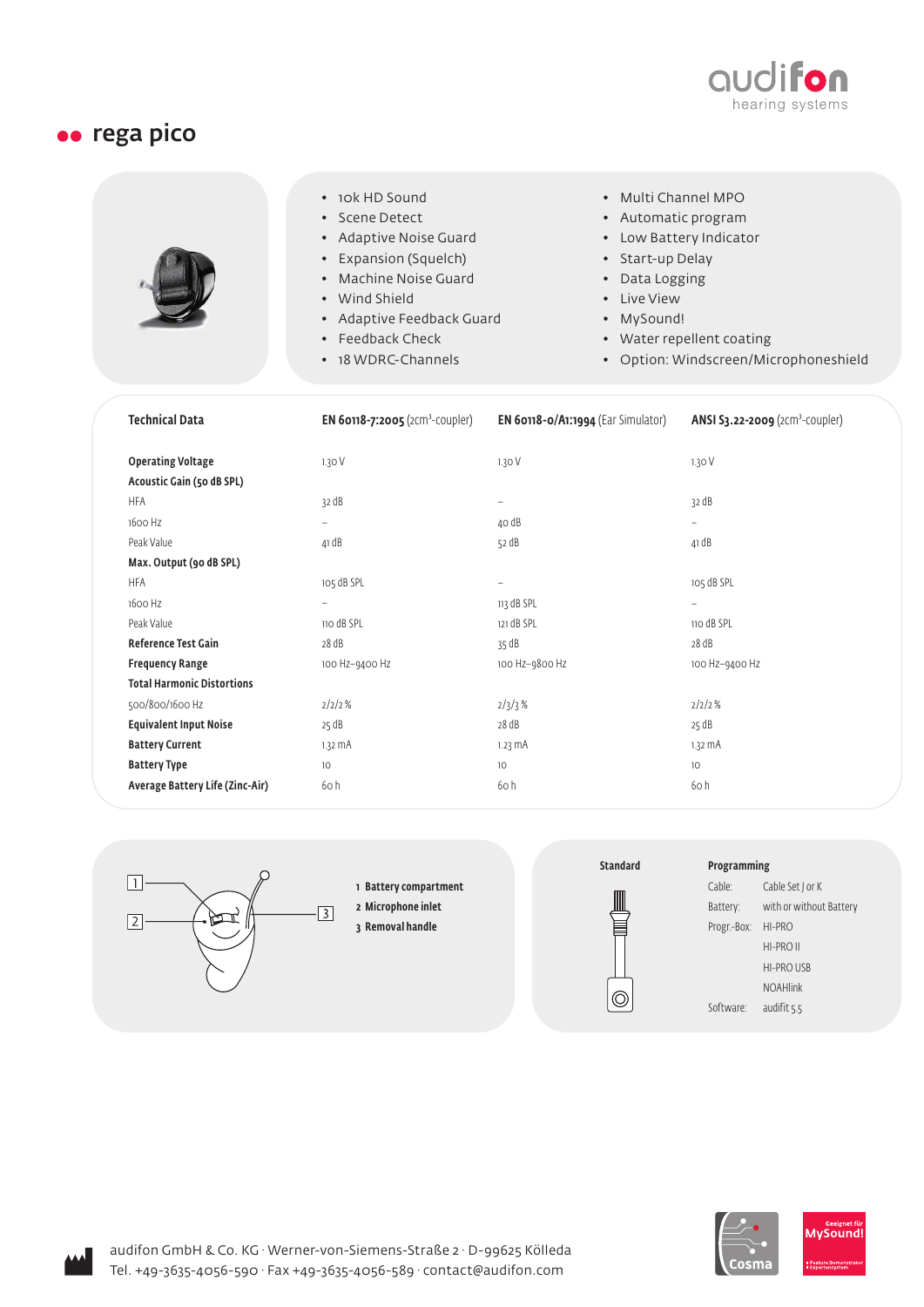# rega pico

- 10k HD Sound
- Scene Detect
- Adaptive Noise Guard
- Expansion (Squelch)
- Machine Noise Guard
- Wind Shield
- Adaptive Feedback Guard
- Feedback Check
- 18 WDRC-Channels
- Multi Channel MPO
- Automatic program
- Low Battery Indicator
- Start-up Delay
- Data Logging
- Live View
- MySound!
- Water repellent coating
- Option: Windscreen/Microphoneshield

| Technical Data | **EN 60118-7:2005** (2cm³-coupler) | **EN 60118-0/A1:1994** (Ear Simulator) | **ANSI S3.22-2009** (2cm³-coupler) |
|---|---|---|---|
| **Operating Voltage** | 1.30 V | 1.30 V | 1.30 V |
| **Acoustic Gain (50 dB SPL)** | | | |
| HFA | 32 dB | – | 32 dB |
| 1600 Hz | – | 40 dB | – |
| Peak Value | 41 dB | 52 dB | 41 dB |
| **Max. Output (90 dB SPL)** | | | |
| HFA | 105 dB SPL | – | 105 dB SPL |
| 1600 Hz | – | 113 dB SPL | – |
| Peak Value | 110 dB SPL | 121 dB SPL | 110 dB SPL |
| **Reference Test Gain** | 28 dB | 35 dB | 28 dB |
| **Frequency Range** | 100 Hz–9400 Hz | 100 Hz–9800 Hz | 100 Hz–9400 Hz |
| **Total Harmonic Distortions** | | | |
| 500/800/1600 Hz | 2/2/2 % | 2/3/3 % | 2/2/2 % |
| **Equivalent Input Noise** | 25 dB | 28 dB | 25 dB |
| **Battery Current** | 1.32 mA | 1.23 mA | 1.32 mA |
| **Battery Type** | 10 | 10 | 10 |
| **Average Battery Life (Zinc-Air)** | 60 h | 60 h | 60 h |

1. **Battery compartment**
2. **Microphone inlet**
3. **Removal handle**

**Standard**

**Programming**

| | |
|---|---|
| Cable: | Cable Set J or K |
| Battery: | with or without Battery |
| Progr.-Box: | HI-PRO |
| | HI-PRO II |
| | HI-PRO USB |
| | NOAHlink |
| Software: | audifit 5.5 |

audifon GmbH & Co. KG · Werner-von-Siemens-Straße 2 · D-99625 Kölleda
Tel. +49-3635-4056-590 · Fax +49-3635-4056-589 · contact@audifon.com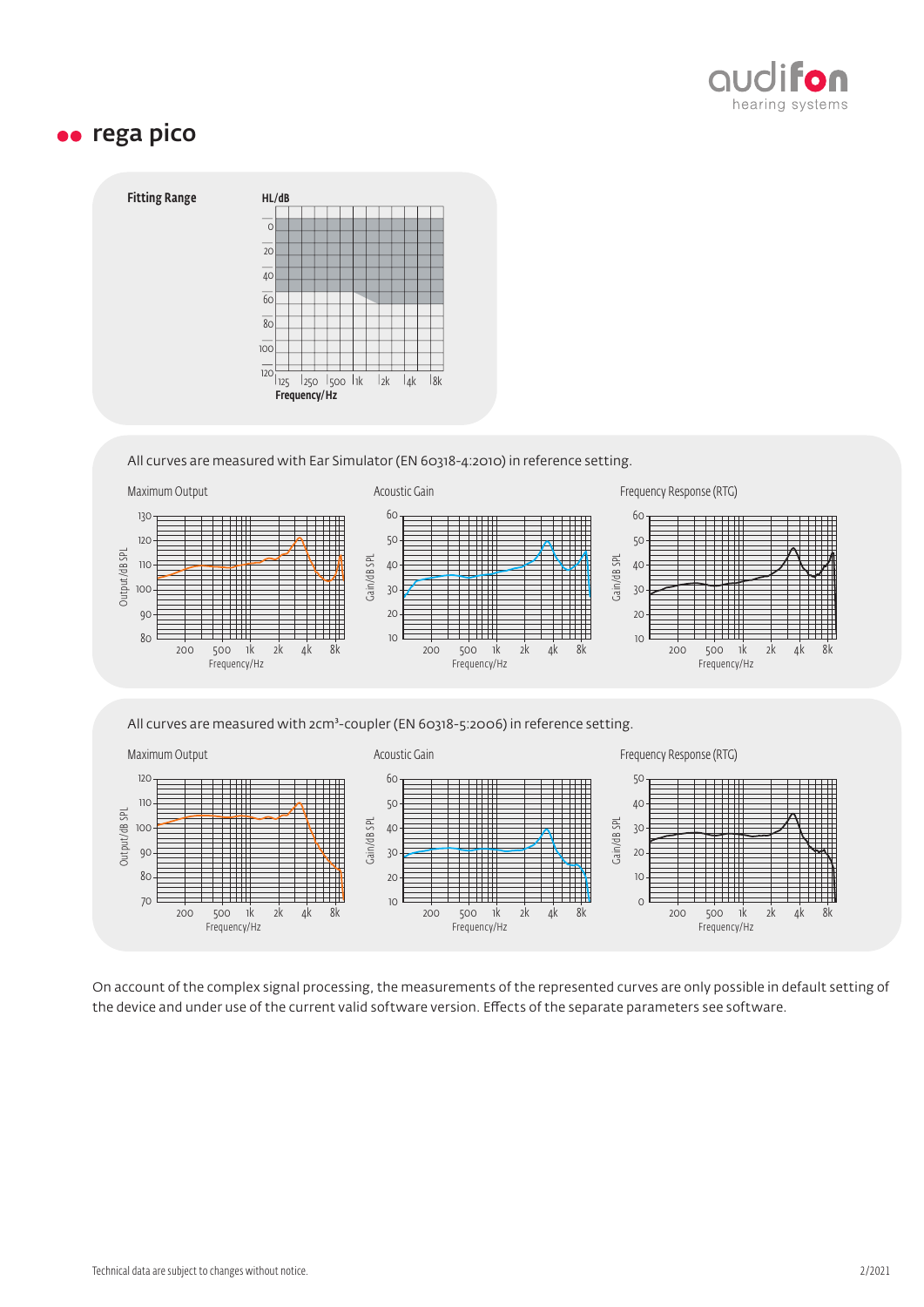## rega pico

**Fitting Range**

HL/dB

0
20
40
60
80
100
120

125 250 500 1k 2k 4k 8k

**Frequency/Hz**

All curves are measured with Ear Simulator (EN 60318-4:2010) in reference setting.

Maximum Output

Output/dB SPL

130
120
110
100
90
80

200 500 1k 2k 4k 8k

Frequency/Hz

Acoustic Gain

Gain/dB SPL

60
50
40
30
20
10

200 500 1k 2k 4k 8k

Frequency/Hz

Frequency Response (RTG)

Gain/dB SPL

60
50
40
30
20
10

200 500 1k 2k 4k 8k

Frequency/Hz

All curves are measured with 2cm³-coupler (EN 60318-5:2006) in reference setting.

Maximum Output

Output/dB SPL

120
110
100
90
80
70

200 500 1k 2k 4k 8k

Frequency/Hz

Acoustic Gain

Gain/dB SPL

60
50
40
30
20
10

200 500 1k 2k 4k 8k

Frequency/Hz

Frequency Response (RTG)

Gain/dB SPL

50
40
30
20
10
0

200 500 1k 2k 4k 8k

Frequency/Hz

On account of the complex signal processing, the measurements of the represented curves are only possible in default setting of the device and under use of the current valid software version. Effects of the separate parameters see software.

Technical data are subject to changes without notice.

2/2021